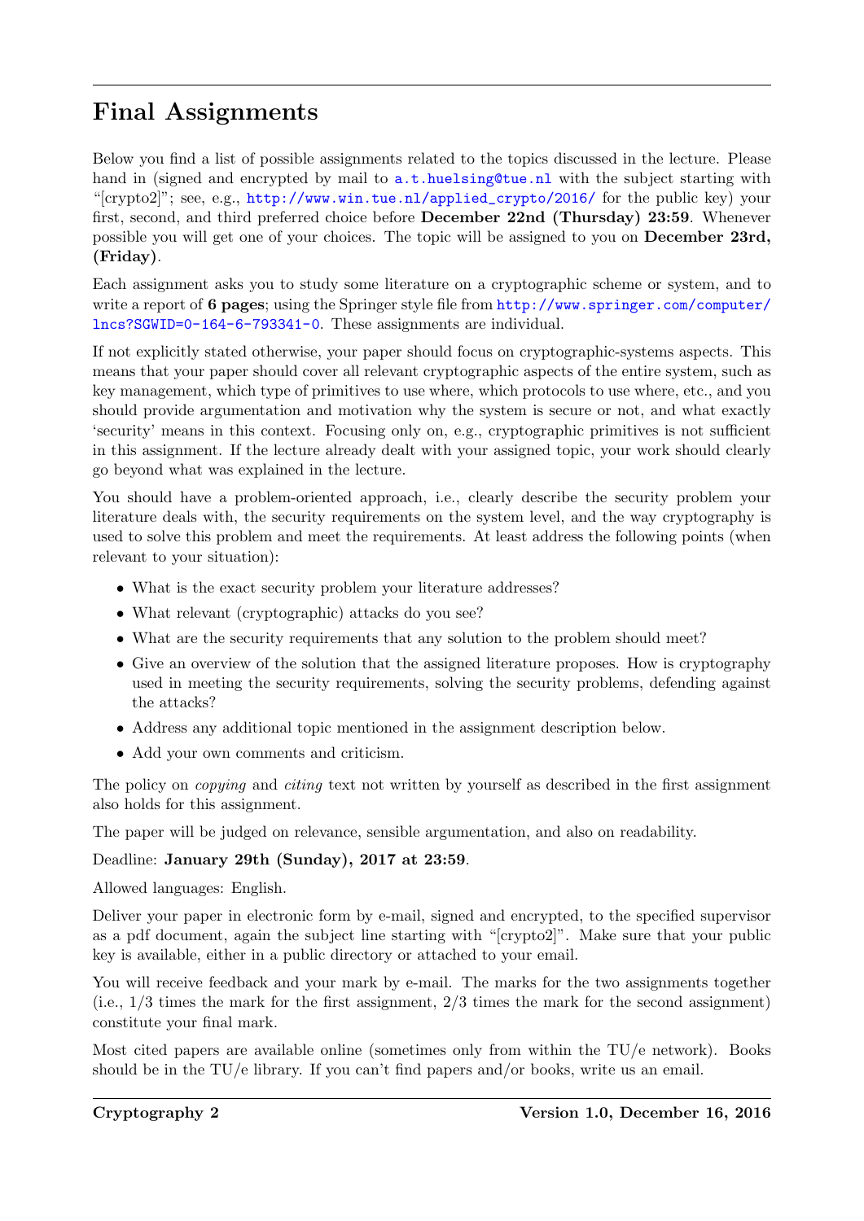# Final Assignments

Below you find a list of possible assignments related to the topics discussed in the lecture. Please hand in (signed and encrypted by mail to a.t.huelsing@tue.nl with the subject starting with "[crypto2]"; see, e.g., http://www.win.tue.nl/applied_crypto/2016/ for the public key) your first, second, and third preferred choice before **December 22nd (Thursday) 23:59**. Whenever possible you will get one of your choices. The topic will be assigned to you on **December 23rd, (Friday)**.

Each assignment asks you to study some literature on a cryptographic scheme or system, and to write a report of **6 pages**; using the Springer style file from http://www.springer.com/computer/lncs?SGWID=0-164-6-793341-0. These assignments are individual.

If not explicitly stated otherwise, your paper should focus on cryptographic-systems aspects. This means that your paper should cover all relevant cryptographic aspects of the entire system, such as key management, which type of primitives to use where, which protocols to use where, etc., and you should provide argumentation and motivation why the system is secure or not, and what exactly 'security' means in this context. Focusing only on, e.g., cryptographic primitives is not sufficient in this assignment. If the lecture already dealt with your assigned topic, your work should clearly go beyond what was explained in the lecture.

You should have a problem-oriented approach, i.e., clearly describe the security problem your literature deals with, the security requirements on the system level, and the way cryptography is used to solve this problem and meet the requirements. At least address the following points (when relevant to your situation):

- What is the exact security problem your literature addresses?
- What relevant (cryptographic) attacks do you see?
- What are the security requirements that any solution to the problem should meet?
- Give an overview of the solution that the assigned literature proposes. How is cryptography used in meeting the security requirements, solving the security problems, defending against the attacks?
- Address any additional topic mentioned in the assignment description below.
- Add your own comments and criticism.

The policy on *copying* and *citing* text not written by yourself as described in the first assignment also holds for this assignment.

The paper will be judged on relevance, sensible argumentation, and also on readability.

Deadline: **January 29th (Sunday), 2017 at 23:59**.

Allowed languages: English.

Deliver your paper in electronic form by e-mail, signed and encrypted, to the specified supervisor as a pdf document, again the subject line starting with "[crypto2]". Make sure that your public key is available, either in a public directory or attached to your email.

You will receive feedback and your mark by e-mail. The marks for the two assignments together (i.e., 1/3 times the mark for the first assignment, 2/3 times the mark for the second assignment) constitute your final mark.

Most cited papers are available online (sometimes only from within the TU/e network). Books should be in the TU/e library. If you can't find papers and/or books, write us an email.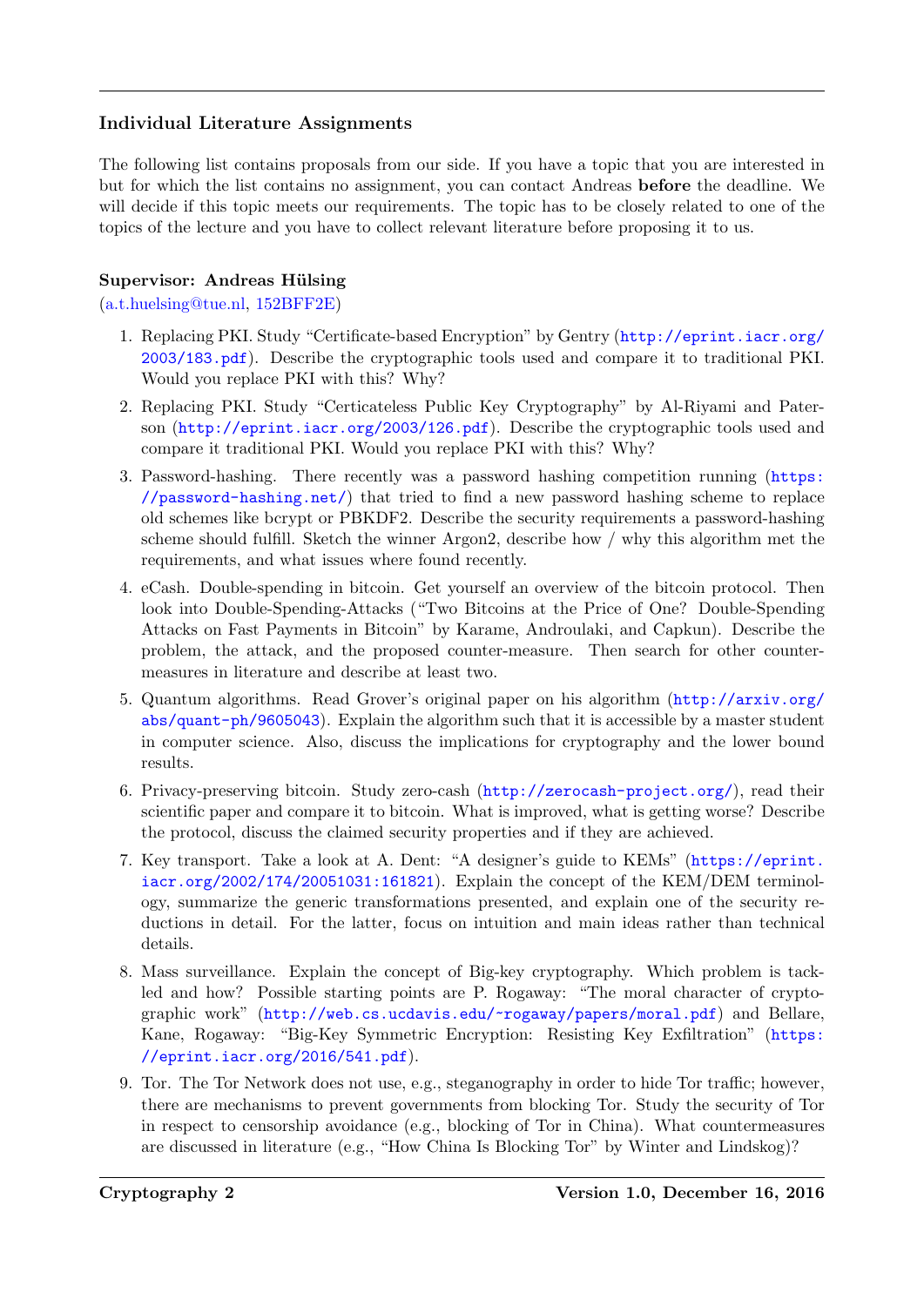## Individual Literature Assignments

The following list contains proposals from our side. If you have a topic that you are interested in but for which the list contains no assignment, you can contact Andreas **before** the deadline. We will decide if this topic meets our requirements. The topic has to be closely related to one of the topics of the lecture and you have to collect relevant literature before proposing it to us.

### Supervisor: Andreas Hülsing

(a.t.huelsing@tue.nl, 152BFF2E)

1. Replacing PKI. Study "Certificate-based Encryption" by Gentry (http://eprint.iacr.org/2003/183.pdf). Describe the cryptographic tools used and compare it to traditional PKI. Would you replace PKI with this? Why?
2. Replacing PKI. Study "Certicateless Public Key Cryptography" by Al-Riyami and Paterson (http://eprint.iacr.org/2003/126.pdf). Describe the cryptographic tools used and compare it traditional PKI. Would you replace PKI with this? Why?
3. Password-hashing. There recently was a password hashing competition running (https://password-hashing.net/) that tried to find a new password hashing scheme to replace old schemes like bcrypt or PBKDF2. Describe the security requirements a password-hashing scheme should fulfill. Sketch the winner Argon2, describe how / why this algorithm met the requirements, and what issues where found recently.
4. eCash. Double-spending in bitcoin. Get yourself an overview of the bitcoin protocol. Then look into Double-Spending-Attacks ("Two Bitcoins at the Price of One? Double-Spending Attacks on Fast Payments in Bitcoin" by Karame, Androulaki, and Capkun). Describe the problem, the attack, and the proposed counter-measure. Then search for other counter-measures in literature and describe at least two.
5. Quantum algorithms. Read Grover's original paper on his algorithm (http://arxiv.org/abs/quant-ph/9605043). Explain the algorithm such that it is accessible by a master student in computer science. Also, discuss the implications for cryptography and the lower bound results.
6. Privacy-preserving bitcoin. Study zero-cash (http://zerocash-project.org/), read their scientific paper and compare it to bitcoin. What is improved, what is getting worse? Describe the protocol, discuss the claimed security properties and if they are achieved.
7. Key transport. Take a look at A. Dent: "A designer's guide to KEMs" (https://eprint.iacr.org/2002/174/20051031:161821). Explain the concept of the KEM/DEM terminology, summarize the generic transformations presented, and explain one of the security reductions in detail. For the latter, focus on intuition and main ideas rather than technical details.
8. Mass surveillance. Explain the concept of Big-key cryptography. Which problem is tackled and how? Possible starting points are P. Rogaway: "The moral character of cryptographic work" (http://web.cs.ucdavis.edu/~rogaway/papers/moral.pdf) and Bellare, Kane, Rogaway: "Big-Key Symmetric Encryption: Resisting Key Exfiltration" (https://eprint.iacr.org/2016/541.pdf).
9. Tor. The Tor Network does not use, e.g., steganography in order to hide Tor traffic; however, there are mechanisms to prevent governments from blocking Tor. Study the security of Tor in respect to censorship avoidance (e.g., blocking of Tor in China). What countermeasures are discussed in literature (e.g., "How China Is Blocking Tor" by Winter and Lindskog)?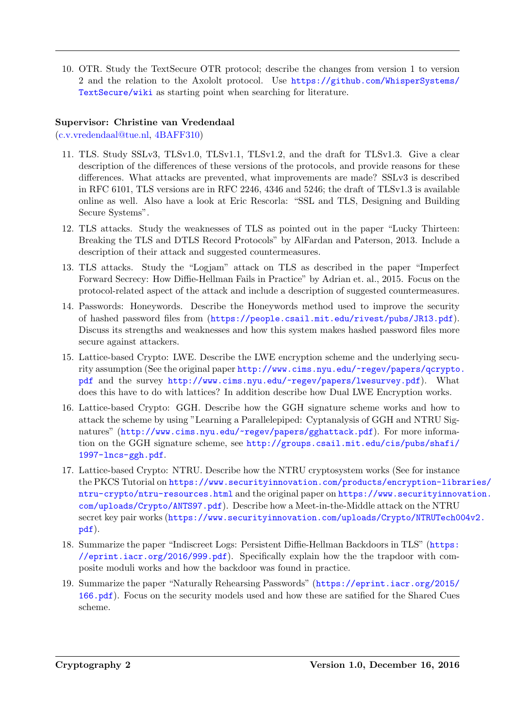10. OTR. Study the TextSecure OTR protocol; describe the changes from version 1 to version 2 and the relation to the Axololt protocol. Use https://github.com/WhisperSystems/TextSecure/wiki as starting point when searching for literature.

**Supervisor: Christine van Vredendaal**
(c.v.vredendaal@tue.nl, 4BAFF310)

11. TLS. Study SSLv3, TLSv1.0, TLSv1.1, TLSv1.2, and the draft for TLSv1.3. Give a clear description of the differences of these versions of the protocols, and provide reasons for these differences. What attacks are prevented, what improvements are made? SSLv3 is described in RFC 6101, TLS versions are in RFC 2246, 4346 and 5246; the draft of TLSv1.3 is available online as well. Also have a look at Eric Rescorla: "SSL and TLS, Designing and Building Secure Systems".

12. TLS attacks. Study the weaknesses of TLS as pointed out in the paper "Lucky Thirteen: Breaking the TLS and DTLS Record Protocols" by AlFardan and Paterson, 2013. Include a description of their attack and suggested countermeasures.

13. TLS attacks. Study the "Logjam" attack on TLS as described in the paper "Imperfect Forward Secrecy: How Diffie-Hellman Fails in Practice" by Adrian et. al., 2015. Focus on the protocol-related aspect of the attack and include a description of suggested countermeasures.

14. Passwords: Honeywords. Describe the Honeywords method used to improve the security of hashed password files from (https://people.csail.mit.edu/rivest/pubs/JR13.pdf). Discuss its strengths and weaknesses and how this system makes hashed password files more secure against attackers.

15. Lattice-based Crypto: LWE. Describe the LWE encryption scheme and the underlying security assumption (See the original paper http://www.cims.nyu.edu/~regev/papers/qcrypto.pdf and the survey http://www.cims.nyu.edu/~regev/papers/lwesurvey.pdf). What does this have to do with lattices? In addition describe how Dual LWE Encryption works.

16. Lattice-based Crypto: GGH. Describe how the GGH signature scheme works and how to attack the scheme by using "Learning a Parallelepiped: Cyptanalysis of GGH and NTRU Signatures" (http://www.cims.nyu.edu/~regev/papers/gghattack.pdf). For more information on the GGH signature scheme, see http://groups.csail.mit.edu/cis/pubs/shafi/1997-lncs-ggh.pdf.

17. Lattice-based Crypto: NTRU. Describe how the NTRU cryptosystem works (See for instance the PKCS Tutorial on https://www.securityinnovation.com/products/encryption-libraries/ntru-crypto/ntru-resources.html and the original paper on https://www.securityinnovation.com/uploads/Crypto/ANTS97.pdf). Describe how a Meet-in-the-Middle attack on the NTRU secret key pair works (https://www.securityinnovation.com/uploads/Crypto/NTRUTech004v2.pdf).

18. Summarize the paper "Indiscreet Logs: Persistent Diffie-Hellman Backdoors in TLS" (https://eprint.iacr.org/2016/999.pdf). Specifically explain how the the trapdoor with composite moduli works and how the backdoor was found in practice.

19. Summarize the paper "Naturally Rehearsing Passwords" (https://eprint.iacr.org/2015/166.pdf). Focus on the security models used and how these are satified for the Shared Cues scheme.